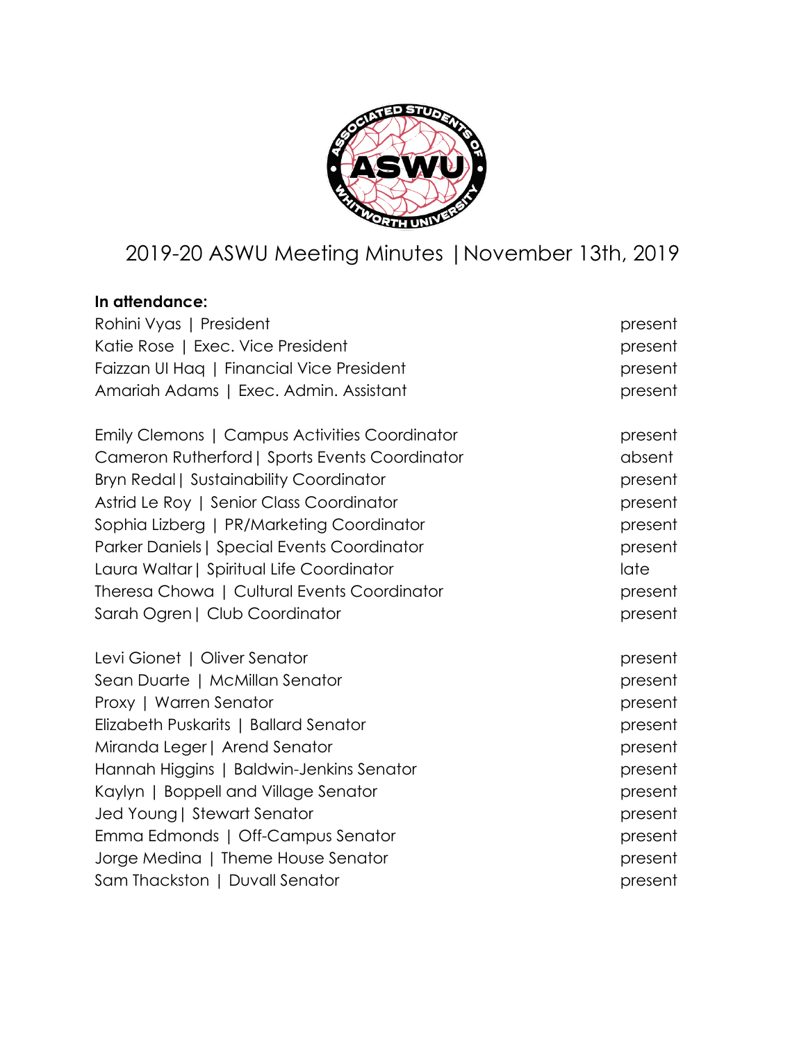# 2019-20 ASWU Meeting Minutes | November 13th, 2019

**In attendance:**

| | |
|---|---|
| Rohini Vyas \| President | present |
| Katie Rose \| Exec. Vice President | present |
| Faizzan Ul Haq \| Financial Vice President | present |
| Amariah Adams \| Exec. Admin. Assistant | present |
| | |
| Emily Clemons \| Campus Activities Coordinator | present |
| Cameron Rutherford \| Sports Events Coordinator | absent |
| Bryn Redal \| Sustainability Coordinator | present |
| Astrid Le Roy \| Senior Class Coordinator | present |
| Sophia Lizberg \| PR/Marketing Coordinator | present |
| Parker Daniels \| Special Events Coordinator | present |
| Laura Waltar \| Spiritual Life Coordinator | late |
| Theresa Chowa \| Cultural Events Coordinator | present |
| Sarah Ogren \| Club Coordinator | present |
| | |
| Levi Gionet \| Oliver Senator | present |
| Sean Duarte \| McMillan Senator | present |
| Proxy \| Warren Senator | present |
| Elizabeth Puskarits \| Ballard Senator | present |
| Miranda Leger \| Arend Senator | present |
| Hannah Higgins \| Baldwin-Jenkins Senator | present |
| Kaylyn \| Boppell and Village Senator | present |
| Jed Young \| Stewart Senator | present |
| Emma Edmonds \| Off-Campus Senator | present |
| Jorge Medina \| Theme House Senator | present |
| Sam Thackston \| Duvall Senator | present |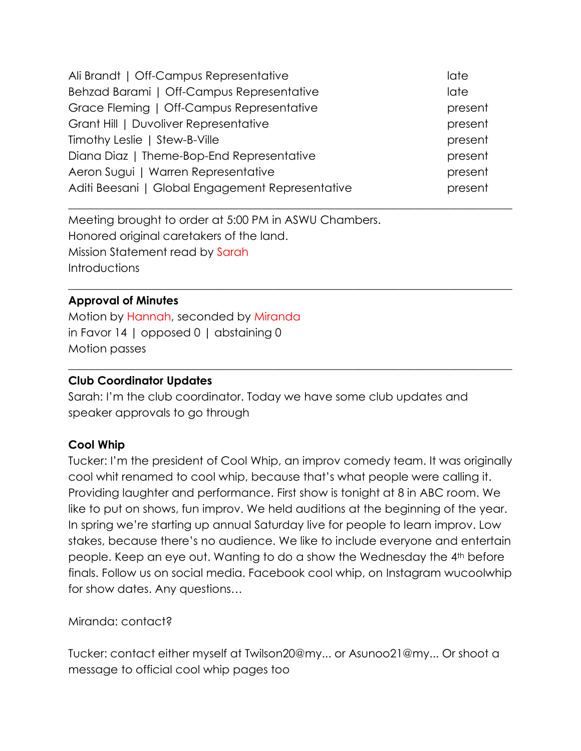| | |
|---|---|
| Ali Brandt \| Off-Campus Representative | late |
| Behzad Barami \| Off-Campus Representative | late |
| Grace Fleming \| Off-Campus Representative | present |
| Grant Hill \| Duvoliver Representative | present |
| Timothy Leslie \| Stew-B-Ville | present |
| Diana Diaz \| Theme-Bop-End Representative | present |
| Aeron Sugui \| Warren Representative | present |
| Aditi Beesani \| Global Engagement Representative | present |

---

Meeting brought to order at 5:00 PM in ASWU Chambers.
Honored original caretakers of the land.
Mission Statement read by Sarah
Introductions

---

**Approval of Minutes**
Motion by Hannah, seconded by Miranda
in Favor 14 | opposed 0 | abstaining 0
Motion passes

---

**Club Coordinator Updates**
Sarah: I'm the club coordinator. Today we have some club updates and speaker approvals to go through

**Cool Whip**
Tucker: I'm the president of Cool Whip, an improv comedy team. It was originally cool whit renamed to cool whip, because that's what people were calling it. Providing laughter and performance. First show is tonight at 8 in ABC room. We like to put on shows, fun improv. We held auditions at the beginning of the year. In spring we're starting up annual Saturday live for people to learn improv. Low stakes, because there's no audience. We like to include everyone and entertain people. Keep an eye out. Wanting to do a show the Wednesday the 4th before finals. Follow us on social media. Facebook cool whip, on Instagram wucoolwhip for show dates. Any questions…

Miranda: contact?

Tucker: contact either myself at Twilson20@my... or Asunoo21@my... Or shoot a message to official cool whip pages too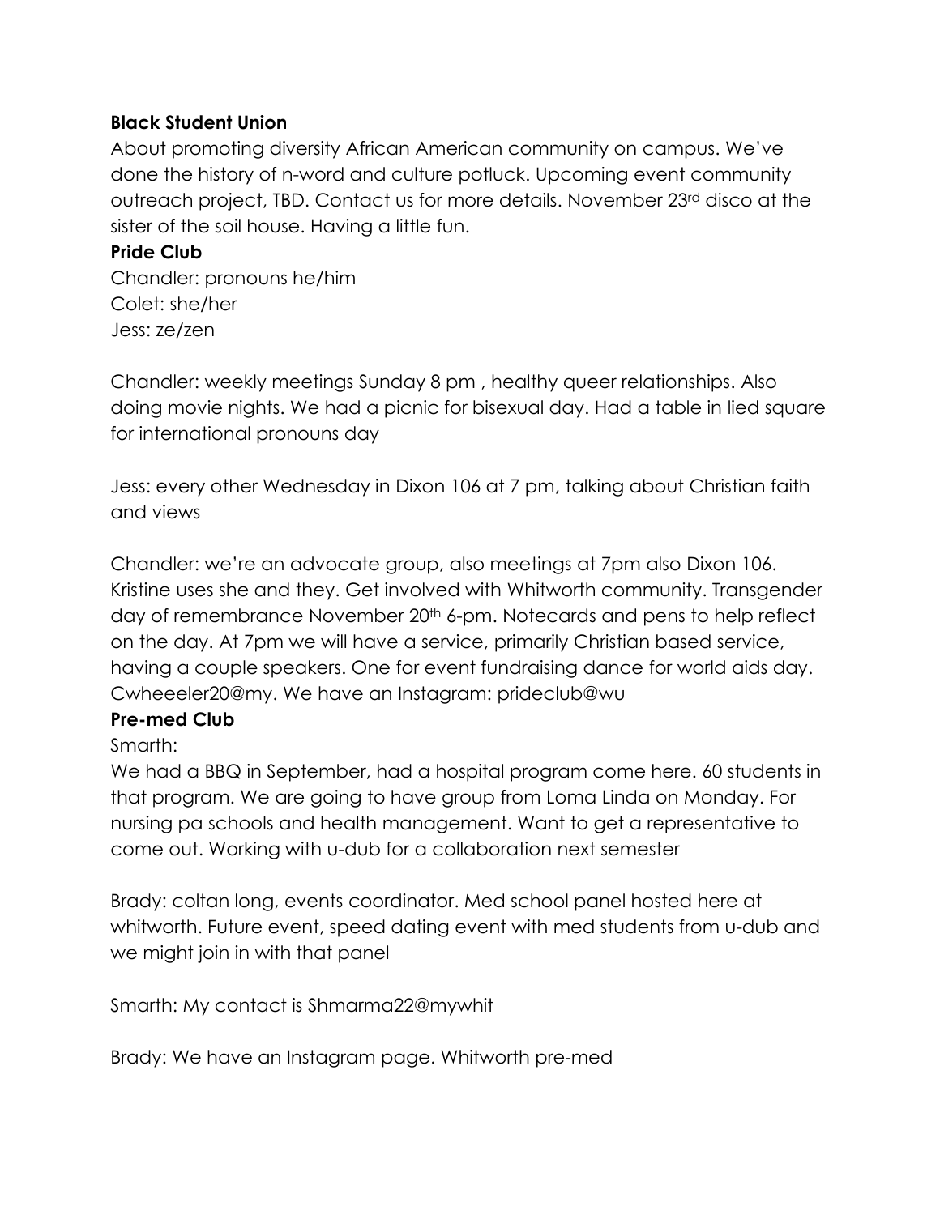**Black Student Union**

About promoting diversity African American community on campus. We've done the history of n-word and culture potluck. Upcoming event community outreach project, TBD. Contact us for more details. November 23rd disco at the sister of the soil house. Having a little fun.

**Pride Club**

Chandler: pronouns he/him
Colet: she/her
Jess: ze/zen

Chandler: weekly meetings Sunday 8 pm , healthy queer relationships. Also doing movie nights. We had a picnic for bisexual day. Had a table in lied square for international pronouns day

Jess: every other Wednesday in Dixon 106 at 7 pm, talking about Christian faith and views

Chandler: we're an advocate group, also meetings at 7pm also Dixon 106. Kristine uses she and they. Get involved with Whitworth community. Transgender day of remembrance November 20th 6-pm. Notecards and pens to help reflect on the day. At 7pm we will have a service, primarily Christian based service, having a couple speakers. One for event fundraising dance for world aids day. Cwheeeler20@my. We have an Instagram: prideclub@wu

**Pre-med Club**

Smarth:
We had a BBQ in September, had a hospital program come here. 60 students in that program. We are going to have group from Loma Linda on Monday. For nursing pa schools and health management. Want to get a representative to come out. Working with u-dub for a collaboration next semester

Brady: coltan long, events coordinator. Med school panel hosted here at whitworth. Future event, speed dating event with med students from u-dub and we might join in with that panel

Smarth: My contact is Shmarma22@mywhit

Brady: We have an Instagram page. Whitworth pre-med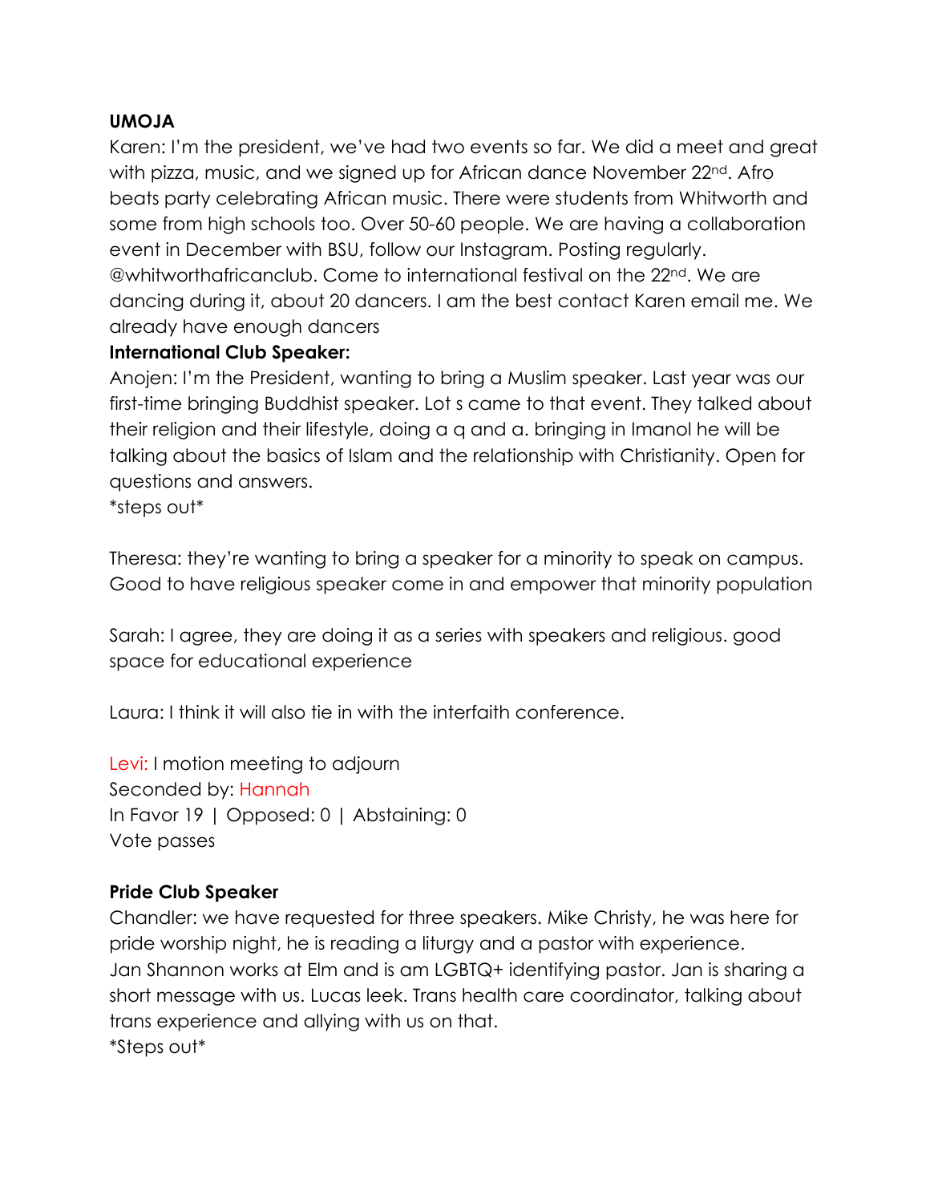**UMOJA**

Karen: I'm the president, we've had two events so far. We did a meet and great with pizza, music, and we signed up for African dance November 22nd. Afro beats party celebrating African music. There were students from Whitworth and some from high schools too. Over 50-60 people. We are having a collaboration event in December with BSU, follow our Instagram. Posting regularly. @whitworthafricanclub. Come to international festival on the 22nd. We are dancing during it, about 20 dancers. I am the best contact Karen email me. We already have enough dancers

**International Club Speaker:**

Anojen: I'm the President, wanting to bring a Muslim speaker. Last year was our first-time bringing Buddhist speaker. Lot s came to that event. They talked about their religion and their lifestyle, doing a q and a. bringing in Imanol he will be talking about the basics of Islam and the relationship with Christianity. Open for questions and answers.

*steps out*

Theresa: they're wanting to bring a speaker for a minority to speak on campus. Good to have religious speaker come in and empower that minority population

Sarah: I agree, they are doing it as a series with speakers and religious. good space for educational experience

Laura: I think it will also tie in with the interfaith conference.

Levi: I motion meeting to adjourn
Seconded by: Hannah
In Favor 19 | Opposed: 0 | Abstaining: 0
Vote passes

**Pride Club Speaker**

Chandler: we have requested for three speakers. Mike Christy, he was here for pride worship night, he is reading a liturgy and a pastor with experience. Jan Shannon works at Elm and is am LGBTQ+ identifying pastor. Jan is sharing a short message with us. Lucas leek. Trans health care coordinator, talking about trans experience and allying with us on that.

*Steps out*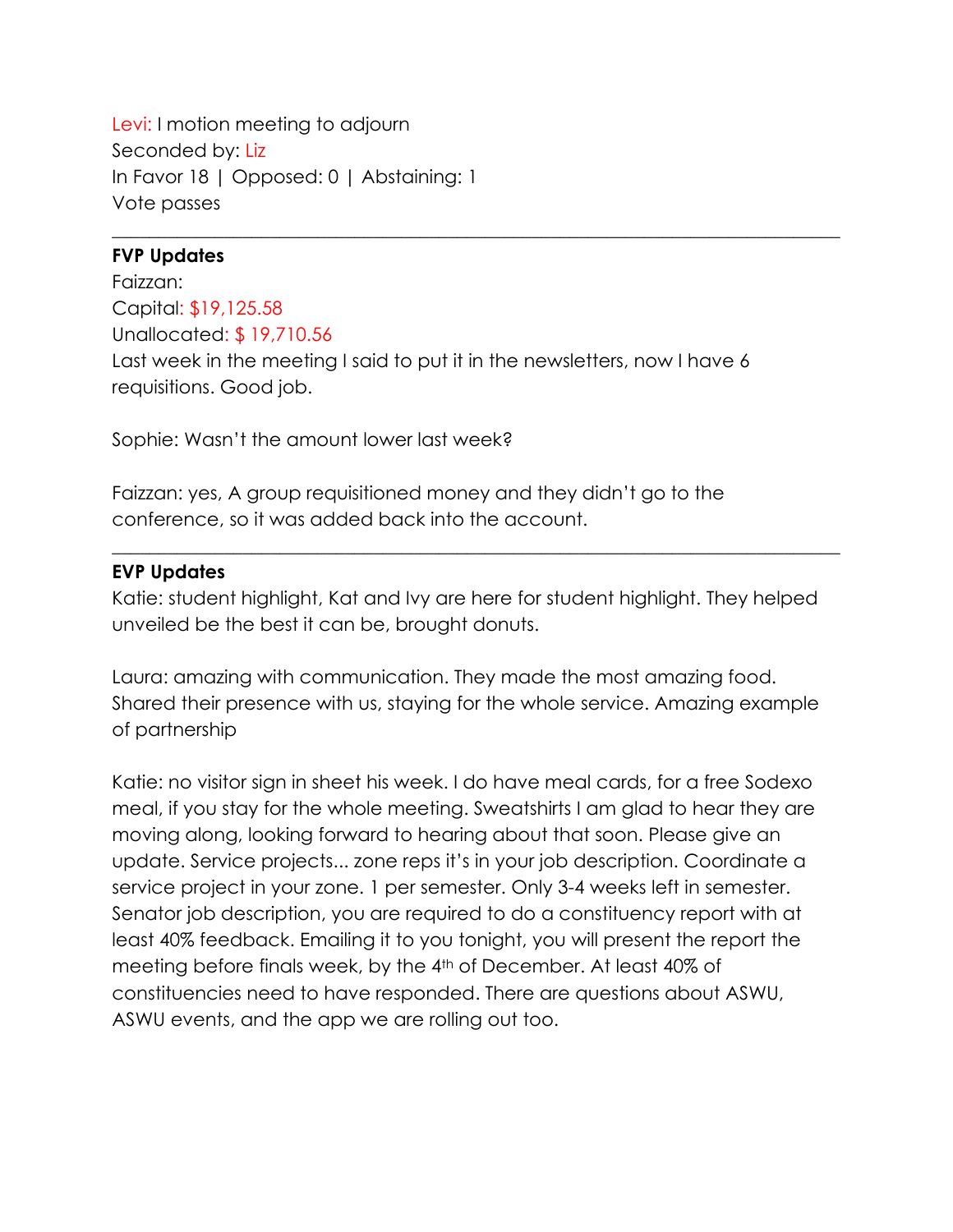Levi: I motion meeting to adjourn
Seconded by: Liz
In Favor 18 | Opposed: 0 | Abstaining: 1
Vote passes

---

**FVP Updates**
Faizzan:
Capital: $19,125.58
Unallocated: $ 19,710.56
Last week in the meeting I said to put it in the newsletters, now I have 6 requisitions. Good job.

Sophie: Wasn't the amount lower last week?

Faizzan: yes, A group requisitioned money and they didn't go to the conference, so it was added back into the account.

---

**EVP Updates**
Katie: student highlight, Kat and Ivy are here for student highlight. They helped unveiled be the best it can be, brought donuts.

Laura: amazing with communication. They made the most amazing food. Shared their presence with us, staying for the whole service. Amazing example of partnership

Katie: no visitor sign in sheet his week. I do have meal cards, for a free Sodexo meal, if you stay for the whole meeting. Sweatshirts I am glad to hear they are moving along, looking forward to hearing about that soon. Please give an update. Service projects... zone reps it's in your job description. Coordinate a service project in your zone. 1 per semester. Only 3-4 weeks left in semester. Senator job description, you are required to do a constituency report with at least 40% feedback. Emailing it to you tonight, you will present the report the meeting before finals week, by the 4th of December. At least 40% of constituencies need to have responded. There are questions about ASWU, ASWU events, and the app we are rolling out too.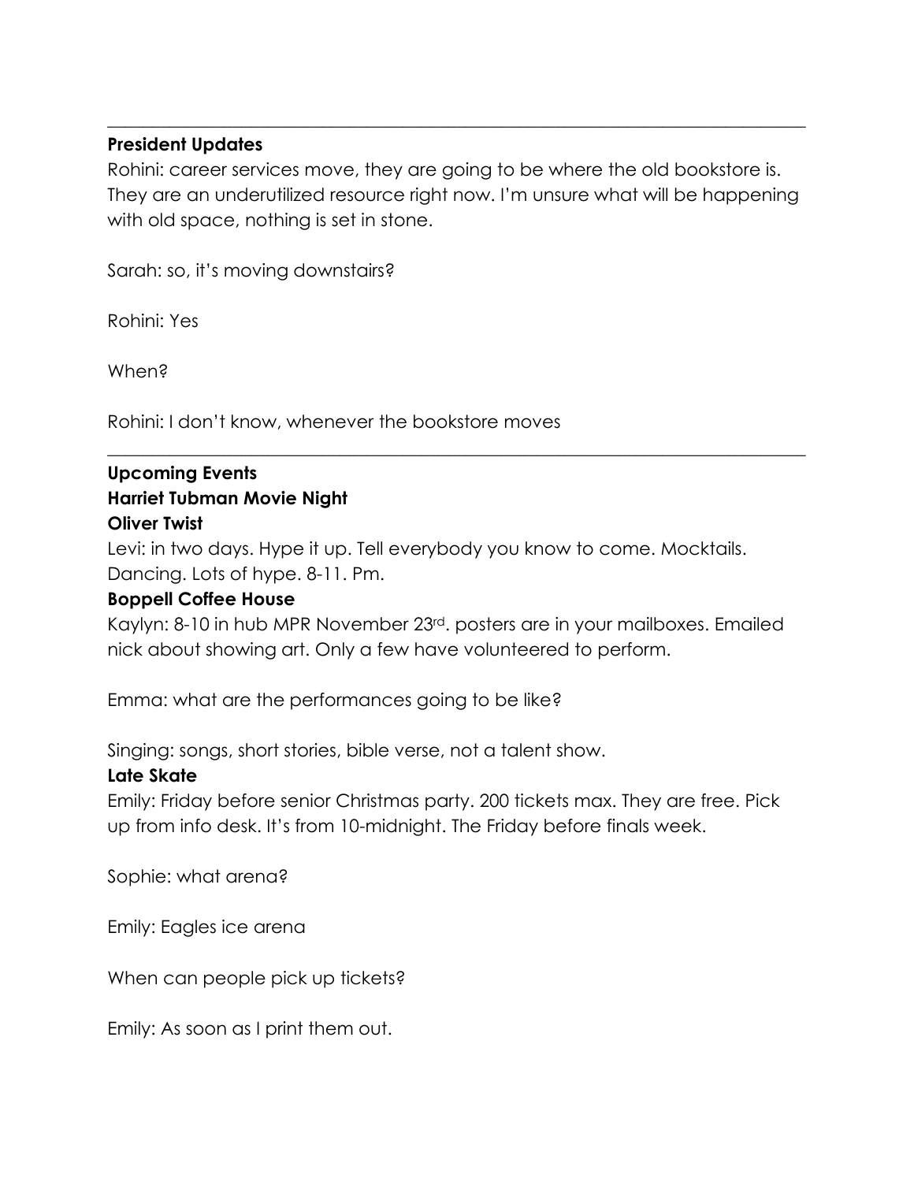---

**President Updates**

Rohini: career services move, they are going to be where the old bookstore is. They are an underutilized resource right now. I'm unsure what will be happening with old space, nothing is set in stone.

Sarah: so, it's moving downstairs?

Rohini: Yes

When?

Rohini: I don't know, whenever the bookstore moves

---

**Upcoming Events**

**Harriet Tubman Movie Night**

**Oliver Twist**

Levi: in two days. Hype it up. Tell everybody you know to come. Mocktails. Dancing. Lots of hype. 8-11. Pm.

**Boppell Coffee House**

Kaylyn: 8-10 in hub MPR November 23rd. posters are in your mailboxes. Emailed nick about showing art. Only a few have volunteered to perform.

Emma: what are the performances going to be like?

Singing: songs, short stories, bible verse, not a talent show.

**Late Skate**

Emily: Friday before senior Christmas party. 200 tickets max. They are free. Pick up from info desk. It's from 10-midnight. The Friday before finals week.

Sophie: what arena?

Emily: Eagles ice arena

When can people pick up tickets?

Emily: As soon as I print them out.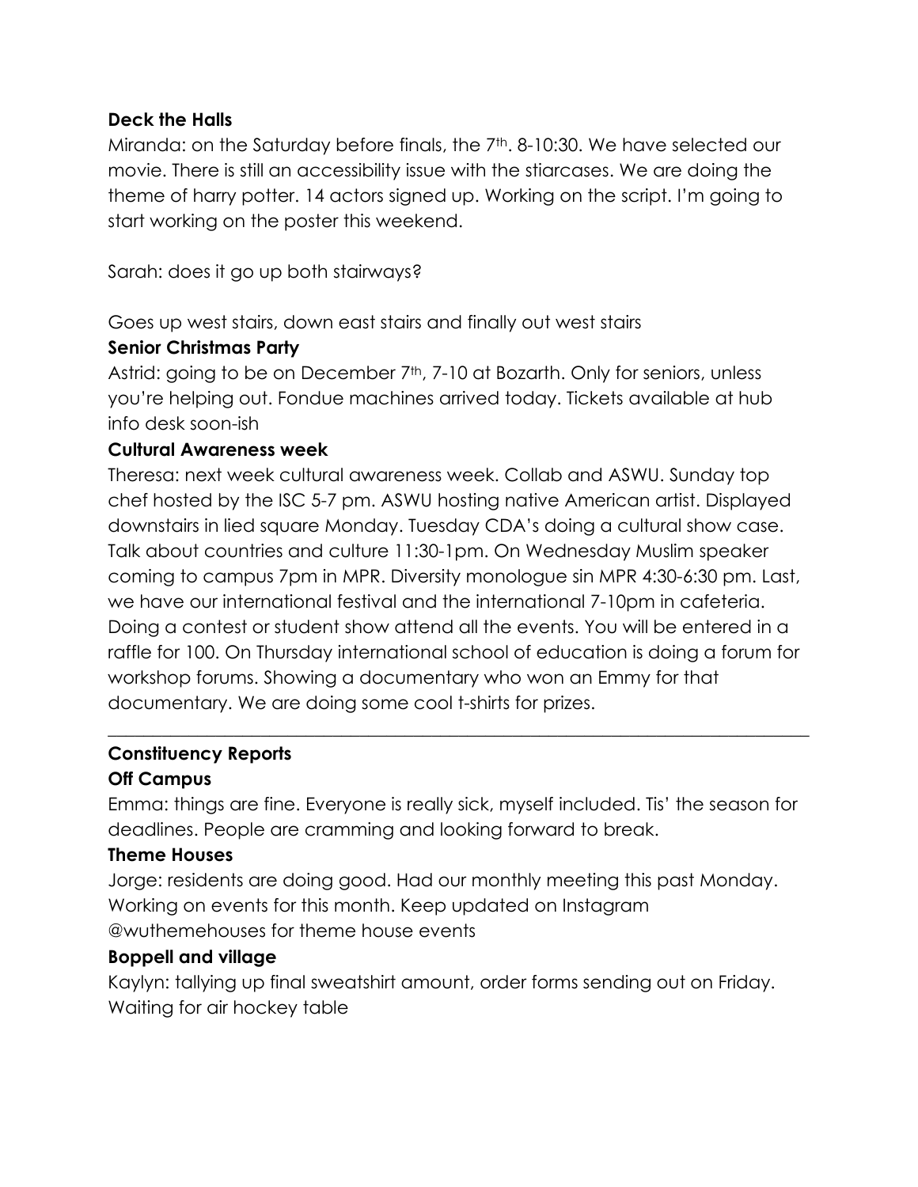**Deck the Halls**

Miranda: on the Saturday before finals, the 7th. 8-10:30. We have selected our movie. There is still an accessibility issue with the stiarcases. We are doing the theme of harry potter. 14 actors signed up. Working on the script. I'm going to start working on the poster this weekend.

Sarah: does it go up both stairways?

Goes up west stairs, down east stairs and finally out west stairs

**Senior Christmas Party**

Astrid: going to be on December 7th, 7-10 at Bozarth. Only for seniors, unless you're helping out. Fondue machines arrived today. Tickets available at hub info desk soon-ish

**Cultural Awareness week**

Theresa: next week cultural awareness week. Collab and ASWU. Sunday top chef hosted by the ISC 5-7 pm. ASWU hosting native American artist. Displayed downstairs in lied square Monday. Tuesday CDA's doing a cultural show case. Talk about countries and culture 11:30-1pm. On Wednesday Muslim speaker coming to campus 7pm in MPR. Diversity monologue sin MPR 4:30-6:30 pm. Last, we have our international festival and the international 7-10pm in cafeteria. Doing a contest or student show attend all the events. You will be entered in a raffle for 100. On Thursday international school of education is doing a forum for workshop forums. Showing a documentary who won an Emmy for that documentary. We are doing some cool t-shirts for prizes.

---

**Constituency Reports**

**Off Campus**

Emma: things are fine. Everyone is really sick, myself included. Tis' the season for deadlines. People are cramming and looking forward to break.

**Theme Houses**

Jorge: residents are doing good. Had our monthly meeting this past Monday. Working on events for this month. Keep updated on Instagram @wuthemehouses for theme house events

**Boppell and village**

Kaylyn: tallying up final sweatshirt amount, order forms sending out on Friday. Waiting for air hockey table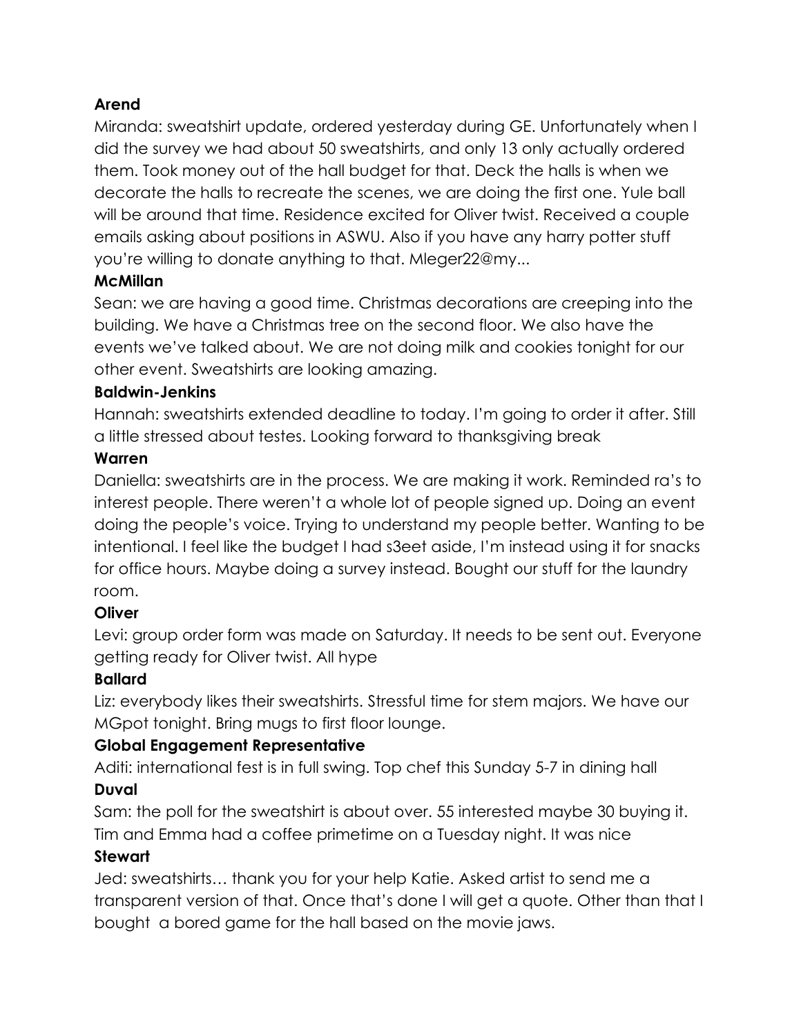**Arend**

Miranda: sweatshirt update, ordered yesterday during GE. Unfortunately when I did the survey we had about 50 sweatshirts, and only 13 only actually ordered them. Took money out of the hall budget for that. Deck the halls is when we decorate the halls to recreate the scenes, we are doing the first one. Yule ball will be around that time. Residence excited for Oliver twist. Received a couple emails asking about positions in ASWU. Also if you have any harry potter stuff you're willing to donate anything to that. Mleger22@my...

**McMillan**

Sean: we are having a good time. Christmas decorations are creeping into the building. We have a Christmas tree on the second floor. We also have the events we've talked about. We are not doing milk and cookies tonight for our other event. Sweatshirts are looking amazing.

**Baldwin-Jenkins**

Hannah: sweatshirts extended deadline to today. I'm going to order it after. Still a little stressed about testes. Looking forward to thanksgiving break

**Warren**

Daniella: sweatshirts are in the process. We are making it work. Reminded ra's to interest people. There weren't a whole lot of people signed up. Doing an event doing the people's voice. Trying to understand my people better. Wanting to be intentional. I feel like the budget I had s3eet aside, I'm instead using it for snacks for office hours. Maybe doing a survey instead. Bought our stuff for the laundry room.

**Oliver**

Levi: group order form was made on Saturday. It needs to be sent out. Everyone getting ready for Oliver twist. All hype

**Ballard**

Liz: everybody likes their sweatshirts. Stressful time for stem majors. We have our MGpot tonight. Bring mugs to first floor lounge.

**Global Engagement Representative**

Aditi: international fest is in full swing. Top chef this Sunday 5-7 in dining hall

**Duval**

Sam: the poll for the sweatshirt is about over. 55 interested maybe 30 buying it. Tim and Emma had a coffee primetime on a Tuesday night. It was nice

**Stewart**

Jed: sweatshirts… thank you for your help Katie. Asked artist to send me a transparent version of that. Once that's done I will get a quote. Other than that I bought a bored game for the hall based on the movie jaws.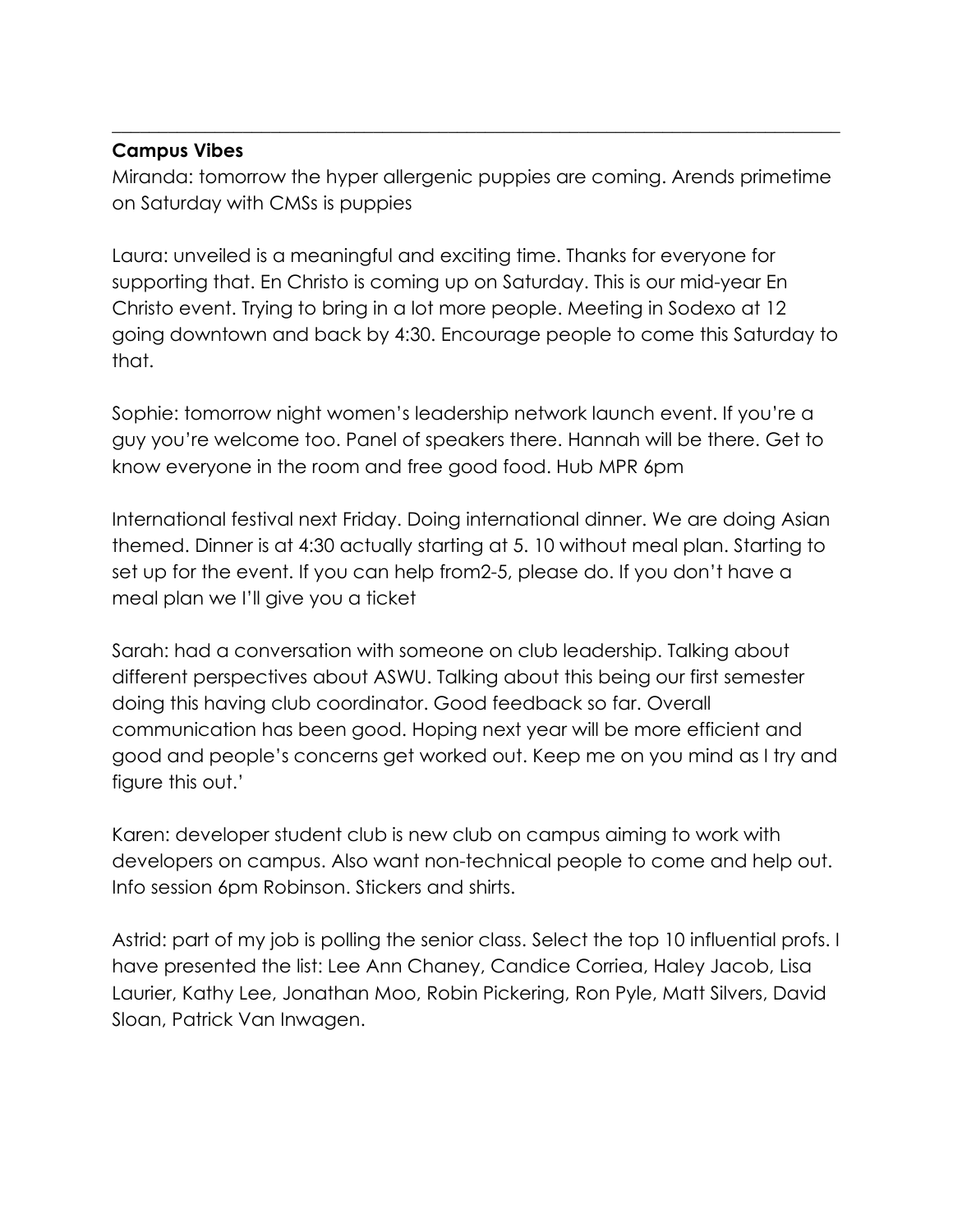---

**Campus Vibes**

Miranda: tomorrow the hyper allergenic puppies are coming. Arends primetime on Saturday with CMSs is puppies

Laura: unveiled is a meaningful and exciting time. Thanks for everyone for supporting that. En Christo is coming up on Saturday. This is our mid-year En Christo event. Trying to bring in a lot more people. Meeting in Sodexo at 12 going downtown and back by 4:30. Encourage people to come this Saturday to that.

Sophie: tomorrow night women's leadership network launch event. If you're a guy you're welcome too. Panel of speakers there. Hannah will be there. Get to know everyone in the room and free good food. Hub MPR 6pm

International festival next Friday. Doing international dinner. We are doing Asian themed. Dinner is at 4:30 actually starting at 5. 10 without meal plan. Starting to set up for the event. If you can help from2-5, please do. If you don't have a meal plan we I'll give you a ticket

Sarah: had a conversation with someone on club leadership. Talking about different perspectives about ASWU. Talking about this being our first semester doing this having club coordinator. Good feedback so far. Overall communication has been good. Hoping next year will be more efficient and good and people's concerns get worked out. Keep me on you mind as I try and figure this out.'

Karen: developer student club is new club on campus aiming to work with developers on campus. Also want non-technical people to come and help out. Info session 6pm Robinson. Stickers and shirts.

Astrid: part of my job is polling the senior class. Select the top 10 influential profs. I have presented the list: Lee Ann Chaney, Candice Corriea, Haley Jacob, Lisa Laurier, Kathy Lee, Jonathan Moo, Robin Pickering, Ron Pyle, Matt Silvers, David Sloan, Patrick Van Inwagen.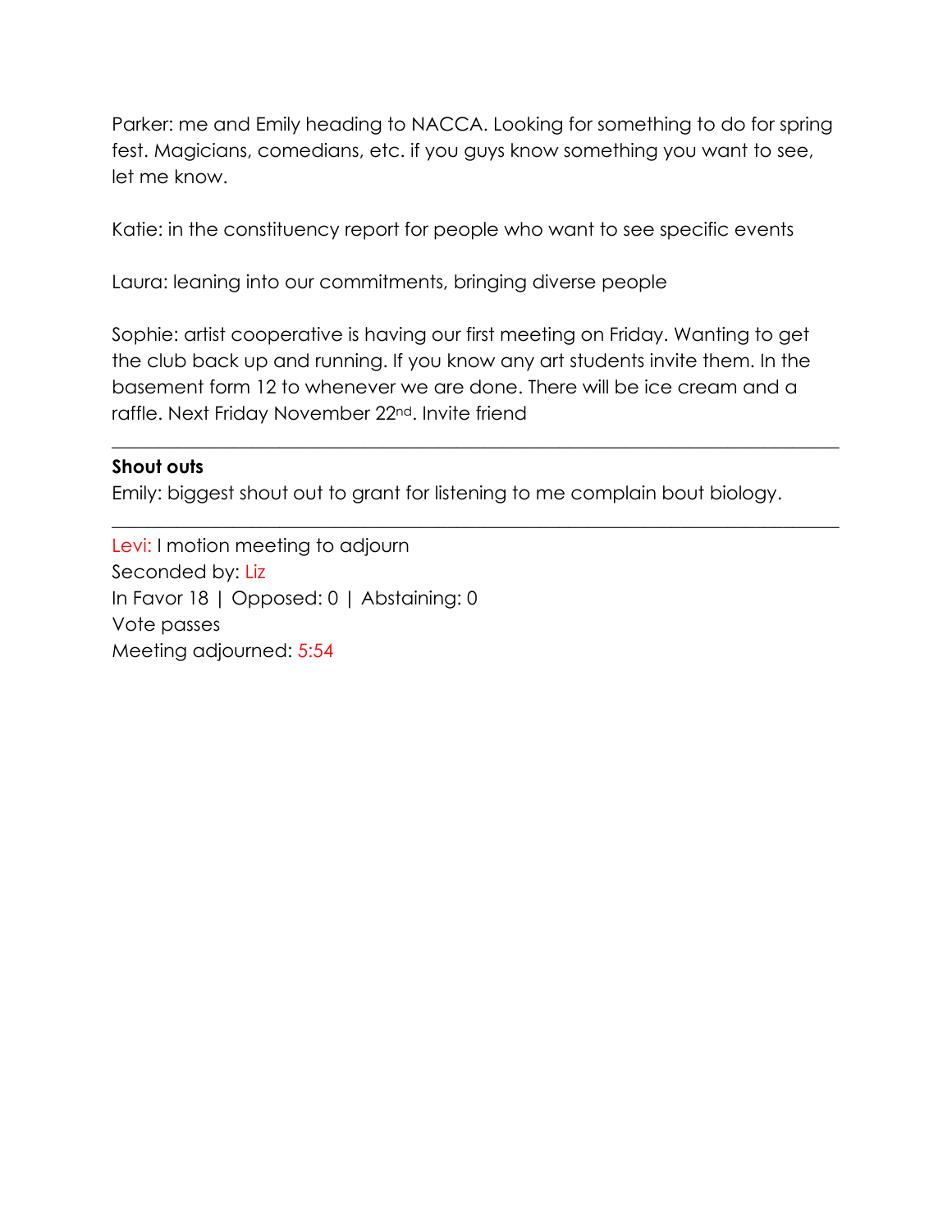Parker: me and Emily heading to NACCA. Looking for something to do for spring fest. Magicians, comedians, etc. if you guys know something you want to see, let me know.

Katie: in the constituency report for people who want to see specific events

Laura: leaning into our commitments, bringing diverse people

Sophie: artist cooperative is having our first meeting on Friday. Wanting to get the club back up and running. If you know any art students invite them. In the basement form 12 to whenever we are done. There will be ice cream and a raffle. Next Friday November 22nd. Invite friend

---

**Shout outs**

Emily: biggest shout out to grant for listening to me complain bout biology.

---

Levi: I motion meeting to adjourn
Seconded by: Liz
In Favor 18 | Opposed: 0 | Abstaining: 0
Vote passes
Meeting adjourned: 5:54